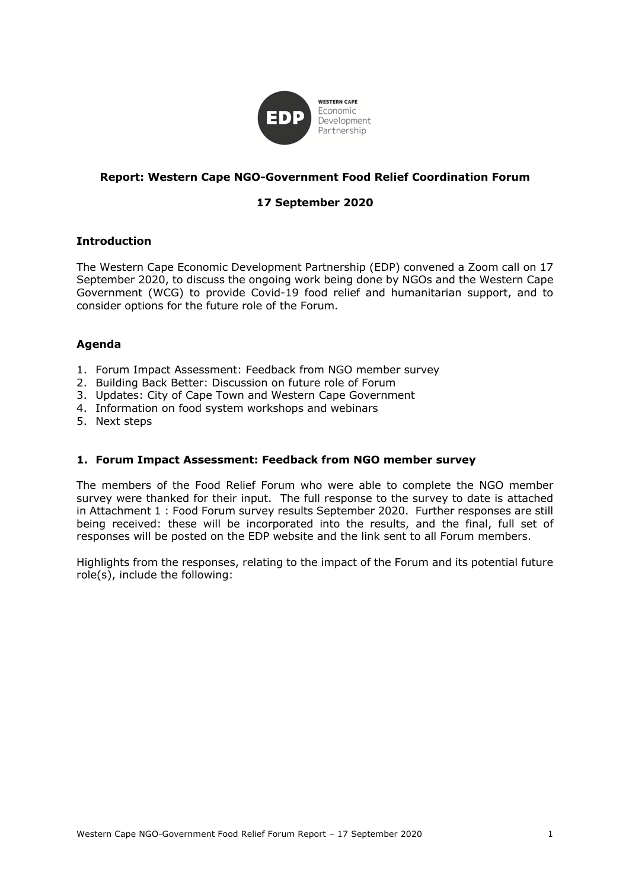WESTERN CAPE
Economic
Development
Partnership

**Report: Western Cape NGO-Government Food Relief Coordination Forum**

**17 September 2020**

## Introduction

The Western Cape Economic Development Partnership (EDP) convened a Zoom call on 17 September 2020, to discuss the ongoing work being done by NGOs and the Western Cape Government (WCG) to provide Covid-19 food relief and humanitarian support, and to consider options for the future role of the Forum.

## Agenda

1. Forum Impact Assessment: Feedback from NGO member survey
2. Building Back Better: Discussion on future role of Forum
3. Updates: City of Cape Town and Western Cape Government
4. Information on food system workshops and webinars
5. Next steps

## 1. Forum Impact Assessment: Feedback from NGO member survey

The members of the Food Relief Forum who were able to complete the NGO member survey were thanked for their input. The full response to the survey to date is attached in Attachment 1 : Food Forum survey results September 2020. Further responses are still being received: these will be incorporated into the results, and the final, full set of responses will be posted on the EDP website and the link sent to all Forum members.

Highlights from the responses, relating to the impact of the Forum and its potential future role(s), include the following: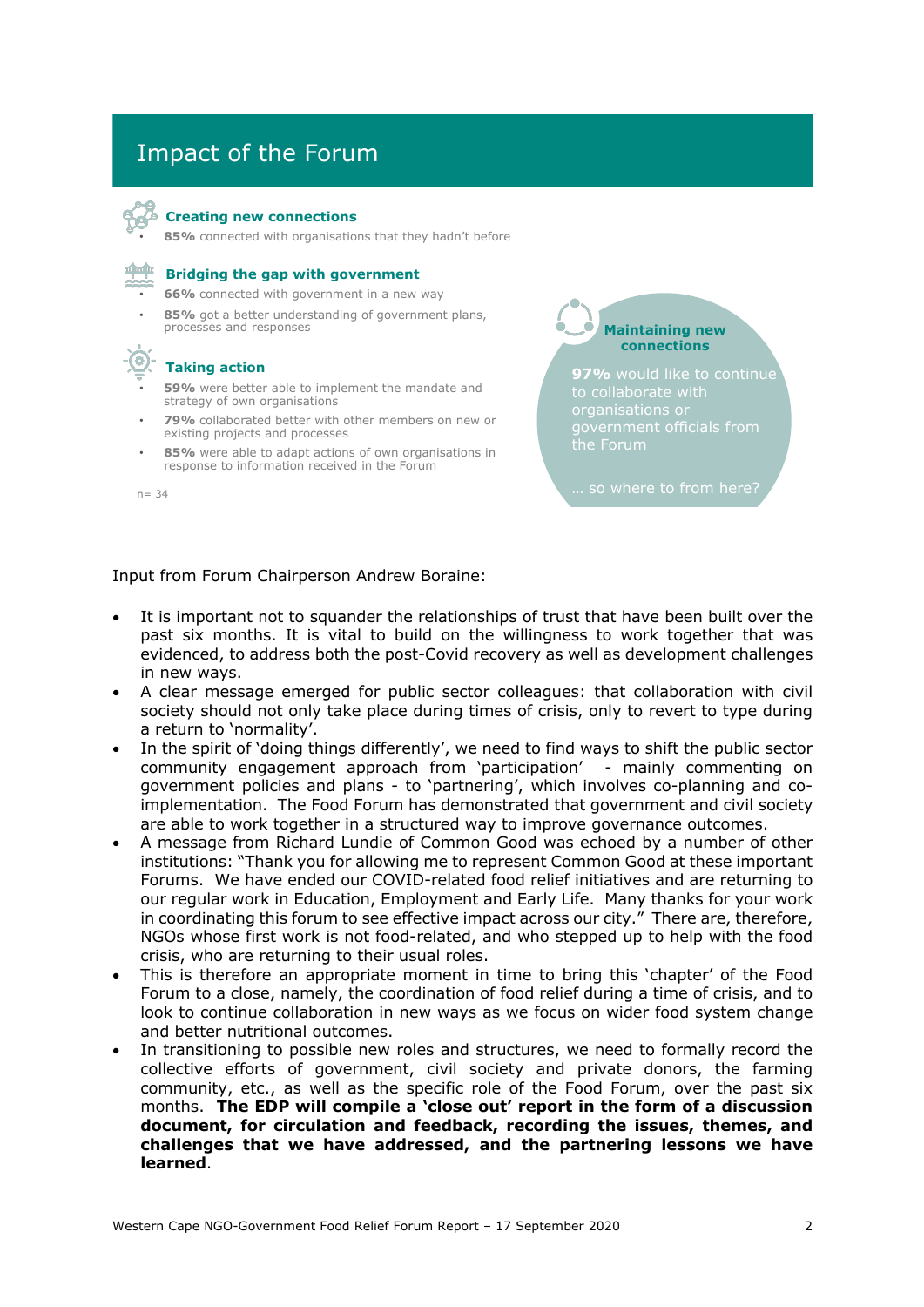# Impact of the Forum

### Creating new connections

- **85%** connected with organisations that they hadn't before

### Bridging the gap with government

- **66%** connected with government in a new way
- **85%** got a better understanding of government plans, processes and responses

### Taking action

- **59%** were better able to implement the mandate and strategy of own organisations
- **79%** collaborated better with other members on new or existing projects and processes
- **85%** were able to adapt actions of own organisations in response to information received in the Forum

n= 34

### Maintaining new connections

**97%** would like to continue to collaborate with organisations or government officials from the Forum

… so where to from here?

Input from Forum Chairperson Andrew Boraine:

- It is important not to squander the relationships of trust that have been built over the past six months. It is vital to build on the willingness to work together that was evidenced, to address both the post-Covid recovery as well as development challenges in new ways.
- A clear message emerged for public sector colleagues: that collaboration with civil society should not only take place during times of crisis, only to revert to type during a return to 'normality'.
- In the spirit of 'doing things differently', we need to find ways to shift the public sector community engagement approach from 'participation' - mainly commenting on government policies and plans - to 'partnering', which involves co-planning and co-implementation. The Food Forum has demonstrated that government and civil society are able to work together in a structured way to improve governance outcomes.
- A message from Richard Lundie of Common Good was echoed by a number of other institutions: "Thank you for allowing me to represent Common Good at these important Forums. We have ended our COVID-related food relief initiatives and are returning to our regular work in Education, Employment and Early Life. Many thanks for your work in coordinating this forum to see effective impact across our city." There are, therefore, NGOs whose first work is not food-related, and who stepped up to help with the food crisis, who are returning to their usual roles.
- This is therefore an appropriate moment in time to bring this 'chapter' of the Food Forum to a close, namely, the coordination of food relief during a time of crisis, and to look to continue collaboration in new ways as we focus on wider food system change and better nutritional outcomes.
- In transitioning to possible new roles and structures, we need to formally record the collective efforts of government, civil society and private donors, the farming community, etc., as well as the specific role of the Food Forum, over the past six months. **The EDP will compile a 'close out' report in the form of a discussion document, for circulation and feedback, recording the issues, themes, and challenges that we have addressed, and the partnering lessons we have learned**.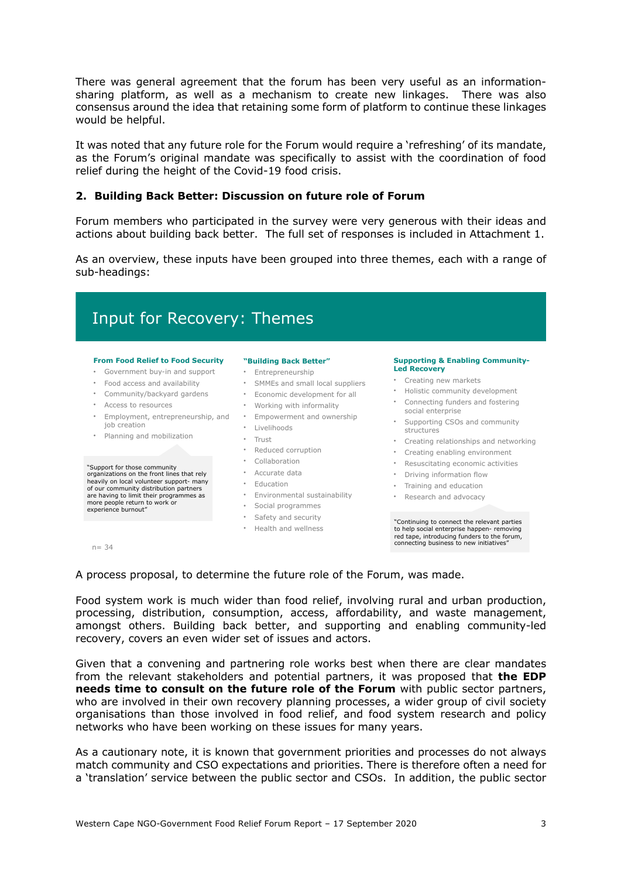There was general agreement that the forum has been very useful as an information-sharing platform, as well as a mechanism to create new linkages. There was also consensus around the idea that retaining some form of platform to continue these linkages would be helpful.

It was noted that any future role for the Forum would require a 'refreshing' of its mandate, as the Forum's original mandate was specifically to assist with the coordination of food relief during the height of the Covid-19 food crisis.

## 2. Building Back Better: Discussion on future role of Forum

Forum members who participated in the survey were very generous with their ideas and actions about building back better. The full set of responses is included in Attachment 1.

As an overview, these inputs have been grouped into three themes, each with a range of sub-headings:

### Input for Recovery: Themes

**From Food Relief to Food Security**

- Government buy-in and support
- Food access and availability
- Community/backyard gardens
- Access to resources
- Employment, entrepreneurship, and job creation
- Planning and mobilization

"Support for those community organizations on the front lines that rely heavily on local volunteer support- many of our community distribution partners are having to limit their programmes as more people return to work or experience burnout"

**"Building Back Better"**

- Entrepreneurship
- SMMEs and small local suppliers
- Economic development for all
- Working with informality
- Empowerment and ownership
- Livelihoods
- Trust
- Reduced corruption
- Collaboration
- Accurate data
- Education
- Environmental sustainability
- Social programmes
- Safety and security
- Health and wellness

**Supporting & Enabling Community-Led Recovery**

- Creating new markets
- Holistic community development
- Connecting funders and fostering social enterprise
- Supporting CSOs and community structures
- Creating relationships and networking
- Creating enabling environment
- Resuscitating economic activities
- Driving information flow
- Training and education
- Research and advocacy

"Continuing to connect the relevant parties to help social enterprise happen- removing red tape, introducing funders to the forum, connecting business to new initiatives"

n= 34

A process proposal, to determine the future role of the Forum, was made.

Food system work is much wider than food relief, involving rural and urban production, processing, distribution, consumption, access, affordability, and waste management, amongst others. Building back better, and supporting and enabling community-led recovery, covers an even wider set of issues and actors.

Given that a convening and partnering role works best when there are clear mandates from the relevant stakeholders and potential partners, it was proposed that **the EDP needs time to consult on the future role of the Forum** with public sector partners, who are involved in their own recovery planning processes, a wider group of civil society organisations than those involved in food relief, and food system research and policy networks who have been working on these issues for many years.

As a cautionary note, it is known that government priorities and processes do not always match community and CSO expectations and priorities. There is therefore often a need for a 'translation' service between the public sector and CSOs. In addition, the public sector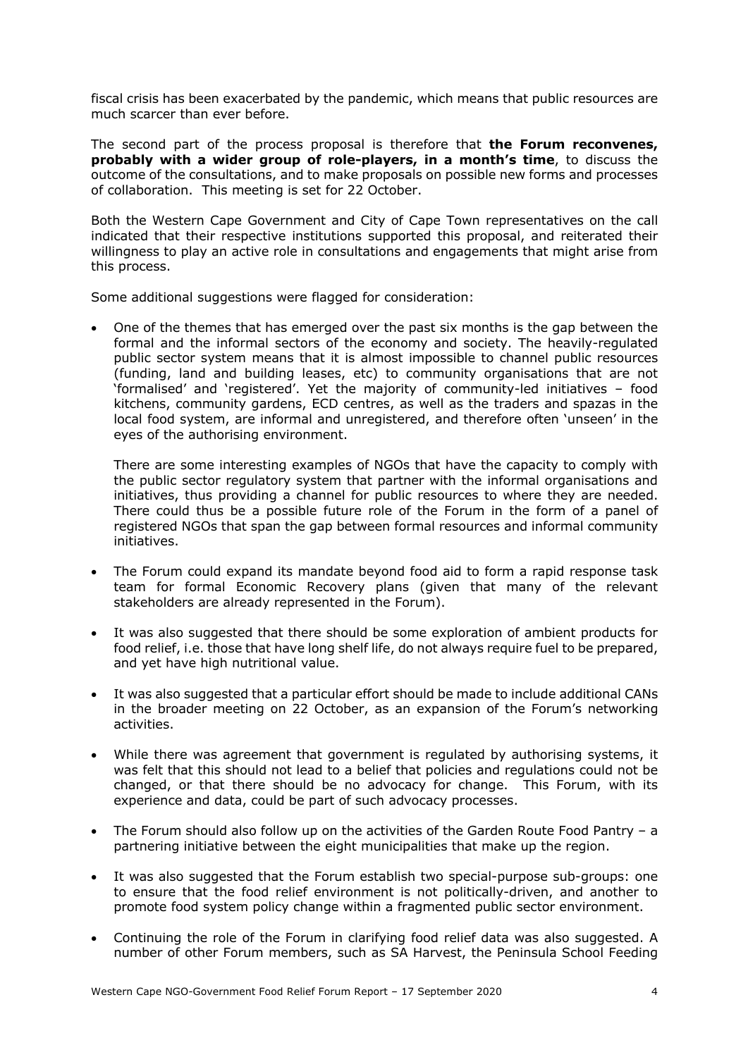fiscal crisis has been exacerbated by the pandemic, which means that public resources are much scarcer than ever before.

The second part of the process proposal is therefore that **the Forum reconvenes, probably with a wider group of role-players, in a month's time**, to discuss the outcome of the consultations, and to make proposals on possible new forms and processes of collaboration. This meeting is set for 22 October.

Both the Western Cape Government and City of Cape Town representatives on the call indicated that their respective institutions supported this proposal, and reiterated their willingness to play an active role in consultations and engagements that might arise from this process.

Some additional suggestions were flagged for consideration:

- One of the themes that has emerged over the past six months is the gap between the formal and the informal sectors of the economy and society. The heavily-regulated public sector system means that it is almost impossible to channel public resources (funding, land and building leases, etc) to community organisations that are not 'formalised' and 'registered'. Yet the majority of community-led initiatives – food kitchens, community gardens, ECD centres, as well as the traders and spazas in the local food system, are informal and unregistered, and therefore often 'unseen' in the eyes of the authorising environment.

  There are some interesting examples of NGOs that have the capacity to comply with the public sector regulatory system that partner with the informal organisations and initiatives, thus providing a channel for public resources to where they are needed. There could thus be a possible future role of the Forum in the form of a panel of registered NGOs that span the gap between formal resources and informal community initiatives.

- The Forum could expand its mandate beyond food aid to form a rapid response task team for formal Economic Recovery plans (given that many of the relevant stakeholders are already represented in the Forum).

- It was also suggested that there should be some exploration of ambient products for food relief, i.e. those that have long shelf life, do not always require fuel to be prepared, and yet have high nutritional value.

- It was also suggested that a particular effort should be made to include additional CANs in the broader meeting on 22 October, as an expansion of the Forum's networking activities.

- While there was agreement that government is regulated by authorising systems, it was felt that this should not lead to a belief that policies and regulations could not be changed, or that there should be no advocacy for change. This Forum, with its experience and data, could be part of such advocacy processes.

- The Forum should also follow up on the activities of the Garden Route Food Pantry – a partnering initiative between the eight municipalities that make up the region.

- It was also suggested that the Forum establish two special-purpose sub-groups: one to ensure that the food relief environment is not politically-driven, and another to promote food system policy change within a fragmented public sector environment.

- Continuing the role of the Forum in clarifying food relief data was also suggested. A number of other Forum members, such as SA Harvest, the Peninsula School Feeding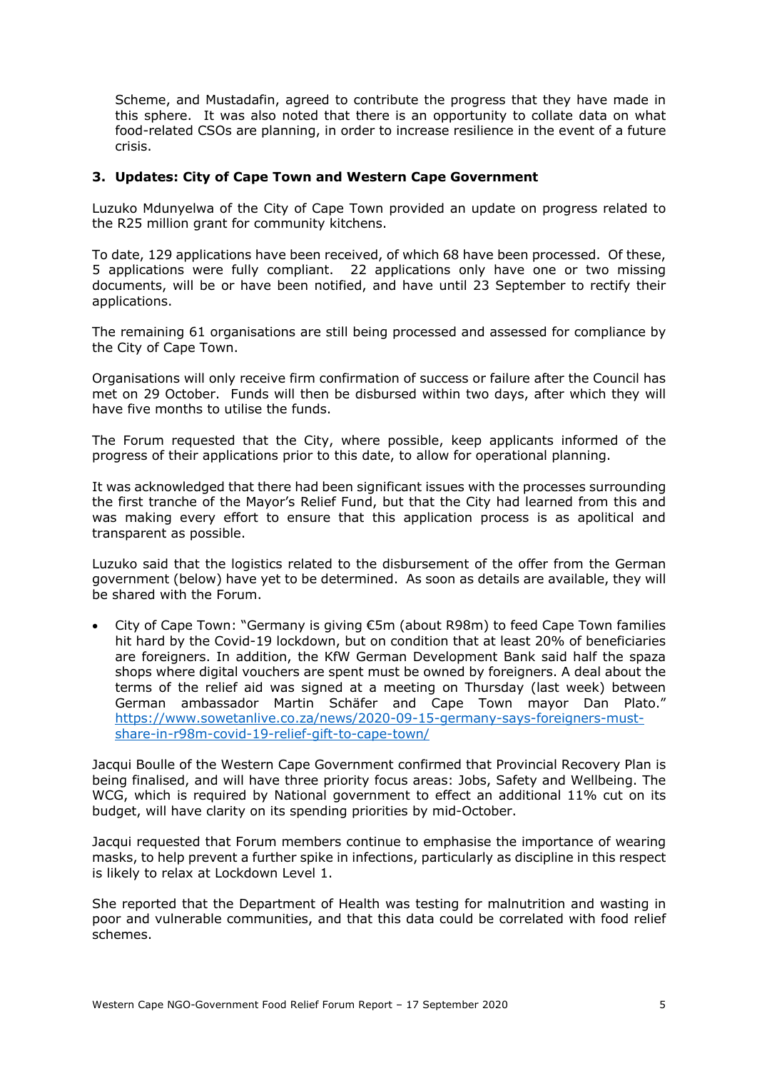Scheme, and Mustadafin, agreed to contribute the progress that they have made in this sphere. It was also noted that there is an opportunity to collate data on what food-related CSOs are planning, in order to increase resilience in the event of a future crisis.

### 3. Updates: City of Cape Town and Western Cape Government

Luzuko Mdunyelwa of the City of Cape Town provided an update on progress related to the R25 million grant for community kitchens.

To date, 129 applications have been received, of which 68 have been processed. Of these, 5 applications were fully compliant. 22 applications only have one or two missing documents, will be or have been notified, and have until 23 September to rectify their applications.

The remaining 61 organisations are still being processed and assessed for compliance by the City of Cape Town.

Organisations will only receive firm confirmation of success or failure after the Council has met on 29 October. Funds will then be disbursed within two days, after which they will have five months to utilise the funds.

The Forum requested that the City, where possible, keep applicants informed of the progress of their applications prior to this date, to allow for operational planning.

It was acknowledged that there had been significant issues with the processes surrounding the first tranche of the Mayor's Relief Fund, but that the City had learned from this and was making every effort to ensure that this application process is as apolitical and transparent as possible.

Luzuko said that the logistics related to the disbursement of the offer from the German government (below) have yet to be determined. As soon as details are available, they will be shared with the Forum.

- City of Cape Town: "Germany is giving €5m (about R98m) to feed Cape Town families hit hard by the Covid-19 lockdown, but on condition that at least 20% of beneficiaries are foreigners. In addition, the KfW German Development Bank said half the spaza shops where digital vouchers are spent must be owned by foreigners. A deal about the terms of the relief aid was signed at a meeting on Thursday (last week) between German ambassador Martin Schäfer and Cape Town mayor Dan Plato." https://www.sowetanlive.co.za/news/2020-09-15-germany-says-foreigners-must-share-in-r98m-covid-19-relief-gift-to-cape-town/

Jacqui Boulle of the Western Cape Government confirmed that Provincial Recovery Plan is being finalised, and will have three priority focus areas: Jobs, Safety and Wellbeing. The WCG, which is required by National government to effect an additional 11% cut on its budget, will have clarity on its spending priorities by mid-October.

Jacqui requested that Forum members continue to emphasise the importance of wearing masks, to help prevent a further spike in infections, particularly as discipline in this respect is likely to relax at Lockdown Level 1.

She reported that the Department of Health was testing for malnutrition and wasting in poor and vulnerable communities, and that this data could be correlated with food relief schemes.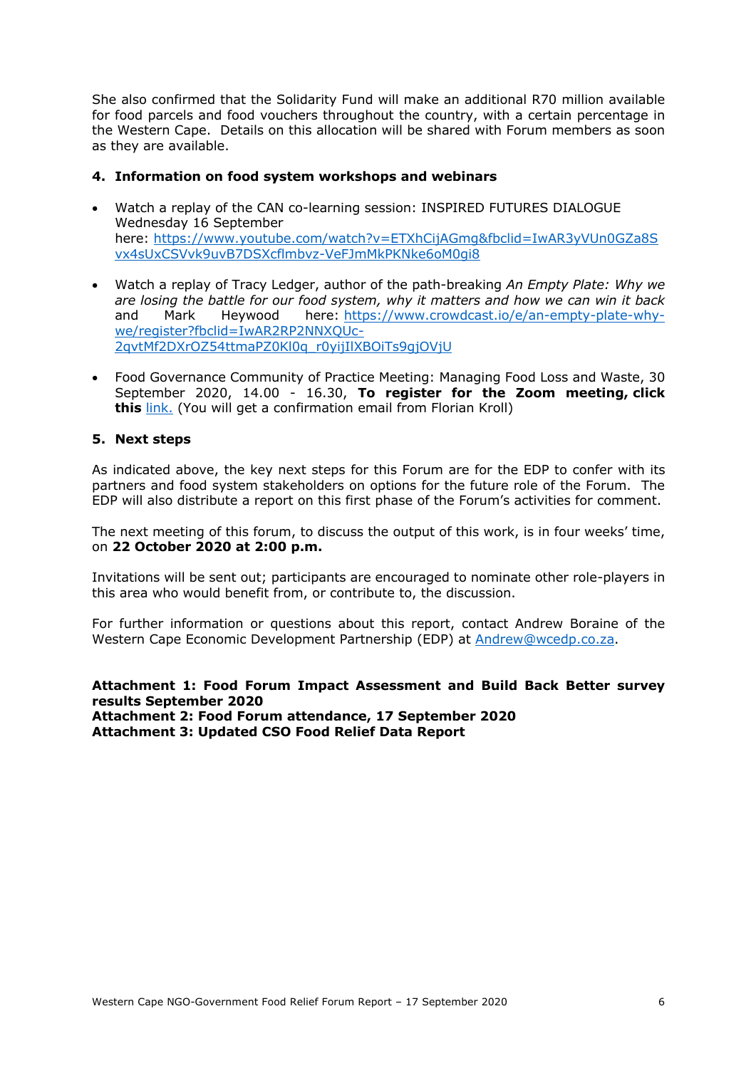She also confirmed that the Solidarity Fund will make an additional R70 million available for food parcels and food vouchers throughout the country, with a certain percentage in the Western Cape. Details on this allocation will be shared with Forum members as soon as they are available.

## 4. Information on food system workshops and webinars

- Watch a replay of the CAN co-learning session: INSPIRED FUTURES DIALOGUE Wednesday 16 September here: https://www.youtube.com/watch?v=ETXhCijAGmg&fbclid=IwAR3yVUn0GZa8Svx4sUxCSVvk9uvB7DSXcflmbvz-VeFJmMkPKNke6oM0gi8
- Watch a replay of Tracy Ledger, author of the path-breaking *An Empty Plate: Why we are losing the battle for our food system, why it matters and how we can win it back* and Mark Heywood here: https://www.crowdcast.io/e/an-empty-plate-why-we/register?fbclid=IwAR2RP2NNXQUc-2qvtMf2DXrOZ54ttmaPZ0Kl0q_r0yijIlXBOiTs9gjOVjU
- Food Governance Community of Practice Meeting: Managing Food Loss and Waste, 30 September 2020, 14.00 - 16.30, **To register for the Zoom meeting, click this** link. (You will get a confirmation email from Florian Kroll)

## 5. Next steps

As indicated above, the key next steps for this Forum are for the EDP to confer with its partners and food system stakeholders on options for the future role of the Forum. The EDP will also distribute a report on this first phase of the Forum's activities for comment.

The next meeting of this forum, to discuss the output of this work, is in four weeks' time, on **22 October 2020 at 2:00 p.m.**

Invitations will be sent out; participants are encouraged to nominate other role-players in this area who would benefit from, or contribute to, the discussion.

For further information or questions about this report, contact Andrew Boraine of the Western Cape Economic Development Partnership (EDP) at Andrew@wcedp.co.za.

**Attachment 1: Food Forum Impact Assessment and Build Back Better survey results September 2020**
**Attachment 2: Food Forum attendance, 17 September 2020**
**Attachment 3: Updated CSO Food Relief Data Report**